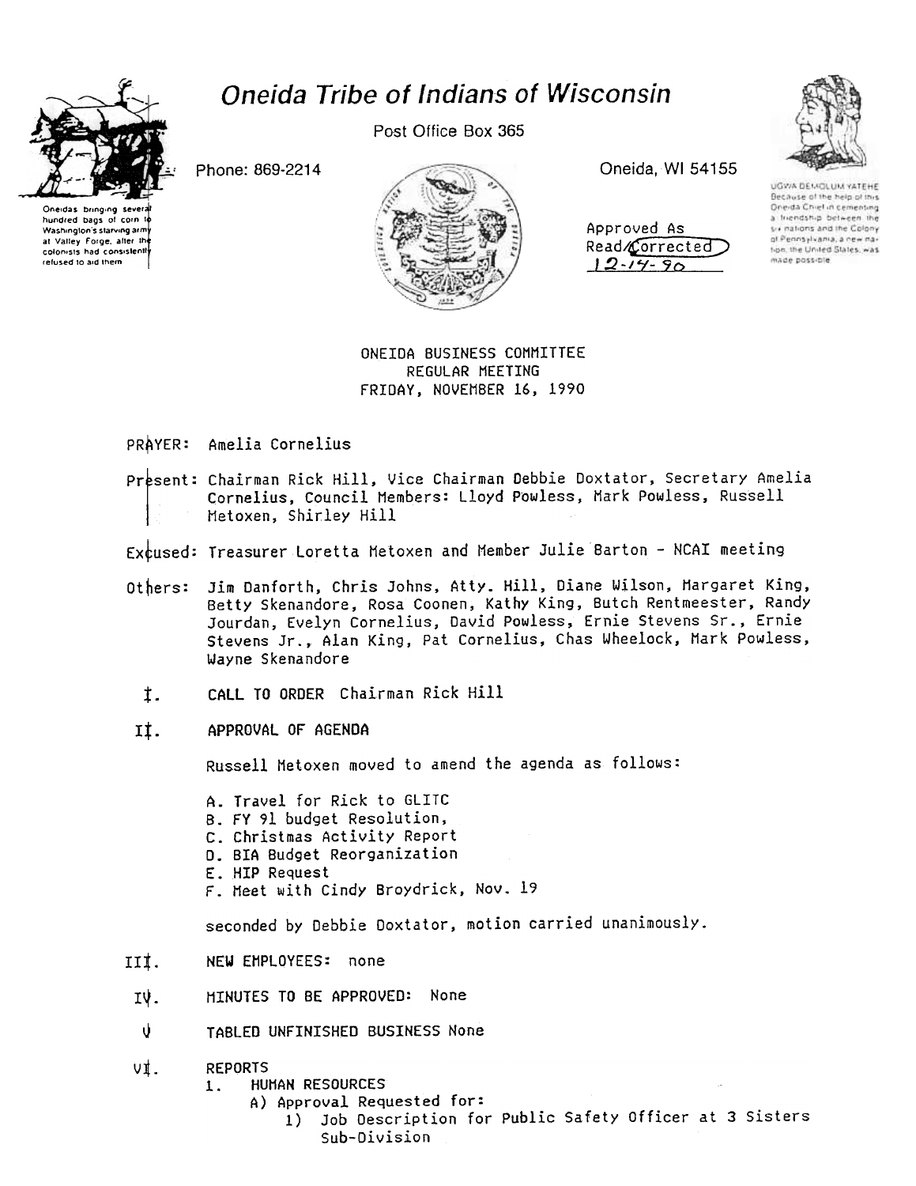# Oneida Tribe of Indians of Wisconsin

Post Office Box 365

Phone: 869-2214

Oneida, WI 54155

Oneidas bringing several hundred bags of corn to Washington's starving army at Valley Forge, after the colonists had consistently refused to aid them

UGWA DEMOLUM YATEHE
Because of the help of this Oneida Chief in cementing a friendship between the six nations and the Colony of Pennsylvania, a new nation, the United States, was made possible

Approved As Read/Corrected
12-14-90

ONEIDA BUSINESS COMMITTEE
REGULAR MEETING
FRIDAY, NOVEMBER 16, 1990

PRAYER: Amelia Cornelius

Present: Chairman Rick Hill, Vice Chairman Debbie Doxtator, Secretary Amelia Cornelius, Council Members: Lloyd Powless, Mark Powless, Russell Metoxen, Shirley Hill

Excused: Treasurer Loretta Metoxen and Member Julie Barton - NCAI meeting

Others: Jim Danforth, Chris Johns, Atty. Hill, Diane Wilson, Margaret King, Betty Skenandore, Rosa Coonen, Kathy King, Butch Rentmeester, Randy Jourdan, Evelyn Cornelius, David Powless, Ernie Stevens Sr., Ernie Stevens Jr., Alan King, Pat Cornelius, Chas Wheelock, Mark Powless, Wayne Skenandore

I. CALL TO ORDER Chairman Rick Hill

II. APPROVAL OF AGENDA

Russell Metoxen moved to amend the agenda as follows:

A. Travel for Rick to GLITC
B. FY 91 budget Resolution,
C. Christmas Activity Report
D. BIA Budget Reorganization
E. HIP Request
F. Meet with Cindy Broydrick, Nov. 19

seconded by Debbie Doxtator, motion carried unanimously.

III. NEW EMPLOYEES: none

IV. MINUTES TO BE APPROVED: None

V TABLED UNFINISHED BUSINESS None

VI. REPORTS
1. HUMAN RESOURCES
A) Approval Requested for:
1) Job Description for Public Safety Officer at 3 Sisters Sub-Division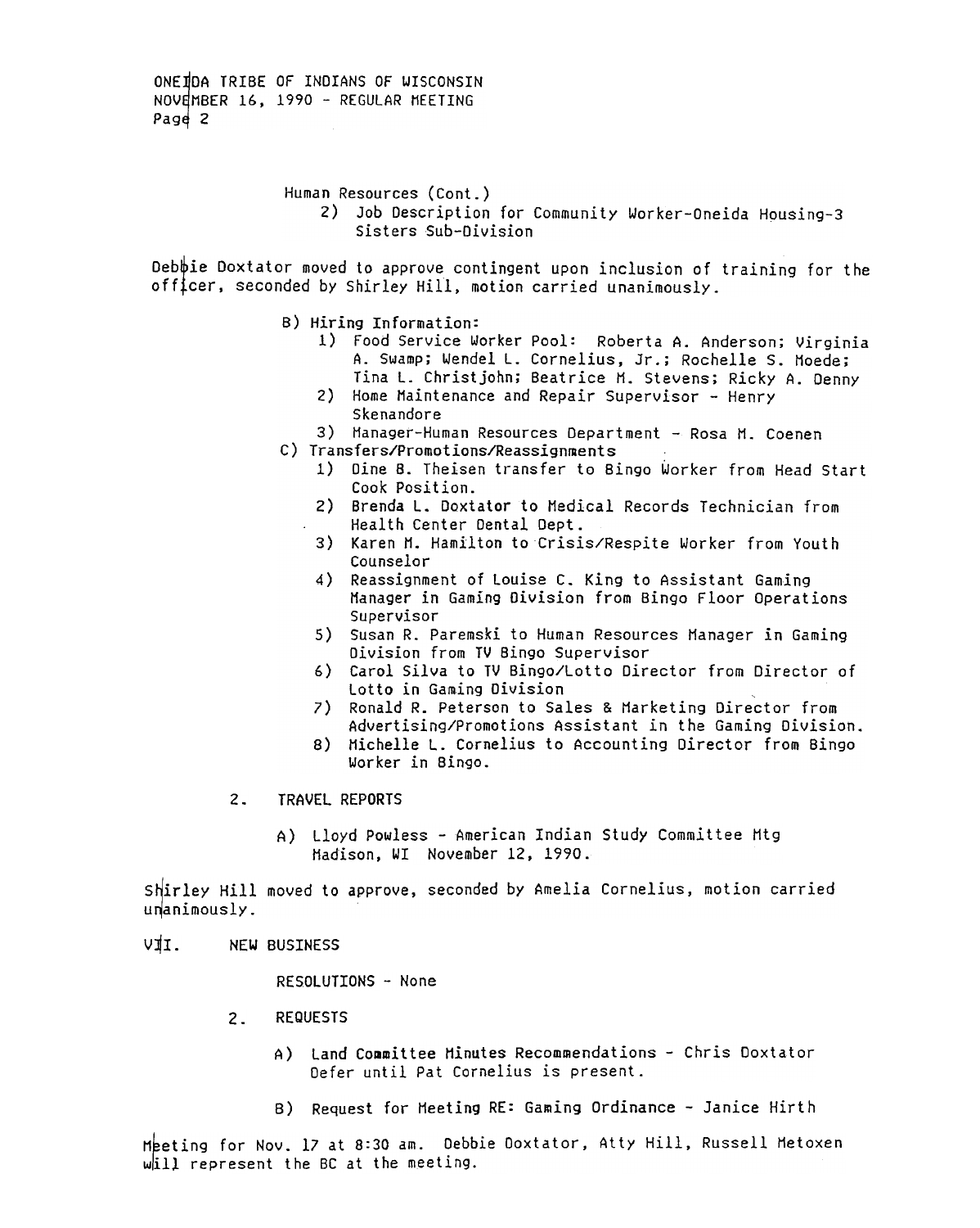Human Resources (Cont.)

2) Job Description for Community Worker-Oneida Housing-3 Sisters Sub-Division

Debbie Doxtator moved to approve contingent upon inclusion of training for the officer, seconded by Shirley Hill, motion carried unanimously.

B) Hiring Information:
   1) Food Service Worker Pool: Roberta A. Anderson; Virginia A. Swamp; Wendel L. Cornelius, Jr.; Rochelle S. Moede; Tina L. Christjohn; Beatrice M. Stevens; Ricky A. Denny
   2) Home Maintenance and Repair Supervisor - Henry Skenandore
   3) Manager-Human Resources Department - Rosa M. Coenen

C) Transfers/Promotions/Reassignments
   1) Dine B. Theisen transfer to Bingo Worker from Head Start Cook Position.
   2) Brenda L. Doxtator to Medical Records Technician from Health Center Dental Dept.
   3) Karen M. Hamilton to Crisis/Respite Worker from Youth Counselor
   4) Reassignment of Louise C. King to Assistant Gaming Manager in Gaming Division from Bingo Floor Operations Supervisor
   5) Susan R. Paremski to Human Resources Manager in Gaming Division from TV Bingo Supervisor
   6) Carol Silva to TV Bingo/Lotto Director from Director of Lotto in Gaming Division
   7) Ronald R. Peterson to Sales & Marketing Director from Advertising/Promotions Assistant in the Gaming Division.
   8) Michelle L. Cornelius to Accounting Director from Bingo Worker in Bingo.

2. TRAVEL REPORTS

   A) Lloyd Powless - American Indian Study Committee Mtg Madison, WI November 12, 1990.

Shirley Hill moved to approve, seconded by Amelia Cornelius, motion carried unanimously.

VII. NEW BUSINESS

RESOLUTIONS - None

2. REQUESTS

   A) Land Committee Minutes Recommendations - Chris Doxtator
      Defer until Pat Cornelius is present.

   B) Request for Meeting RE: Gaming Ordinance - Janice Hirth

Meeting for Nov. 17 at 8:30 am. Debbie Doxtator, Atty Hill, Russell Metoxen will represent the BC at the meeting.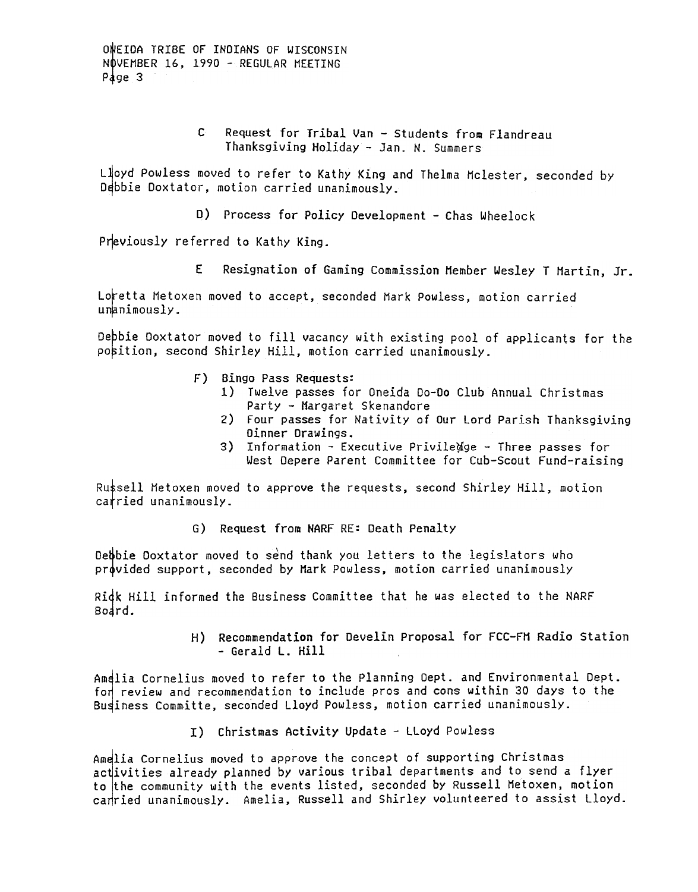C Request for Tribal Van - Students from Flandreau Thanksgiving Holiday - Jan. N. Summers

Lloyd Powless moved to refer to Kathy King and Thelma Mclester, seconded by Debbie Doxtator, motion carried unanimously.

D) Process for Policy Development - Chas Wheelock

Previously referred to Kathy King.

E Resignation of Gaming Commission Member Wesley T Martin, Jr.

Loretta Metoxen moved to accept, seconded Mark Powless, motion carried unanimously.

Debbie Doxtator moved to fill vacancy with existing pool of applicants for the position, second Shirley Hill, motion carried unanimously.

F) Bingo Pass Requests:
  1) Twelve passes for Oneida Do-Do Club Annual Christmas Party - Margaret Skenandore
  2) Four passes for Nativity of Our Lord Parish Thanksgiving Dinner Drawings.
  3) Information - Executive Privilege - Three passes for West Depere Parent Committee for Cub-Scout Fund-raising

Russell Metoxen moved to approve the requests, second Shirley Hill, motion carried unanimously.

G) Request from NARF RE: Death Penalty

Debbie Doxtator moved to send thank you letters to the legislators who provided support, seconded by Mark Powless, motion carried unanimously

Rick Hill informed the Business Committee that he was elected to the NARF Board.

H) Recommendation for Develin Proposal for FCC-FM Radio Station - Gerald L. Hill

Amelia Cornelius moved to refer to the Planning Dept. and Environmental Dept. for review and recommendation to include pros and cons within 30 days to the Business Committe, seconded Lloyd Powless, motion carried unanimously.

I) Christmas Activity Update - LLoyd Powless

Amelia Cornelius moved to approve the concept of supporting Christmas activities already planned by various tribal departments and to send a flyer to the community with the events listed, seconded by Russell Metoxen, motion carried unanimously. Amelia, Russell and Shirley volunteered to assist Lloyd.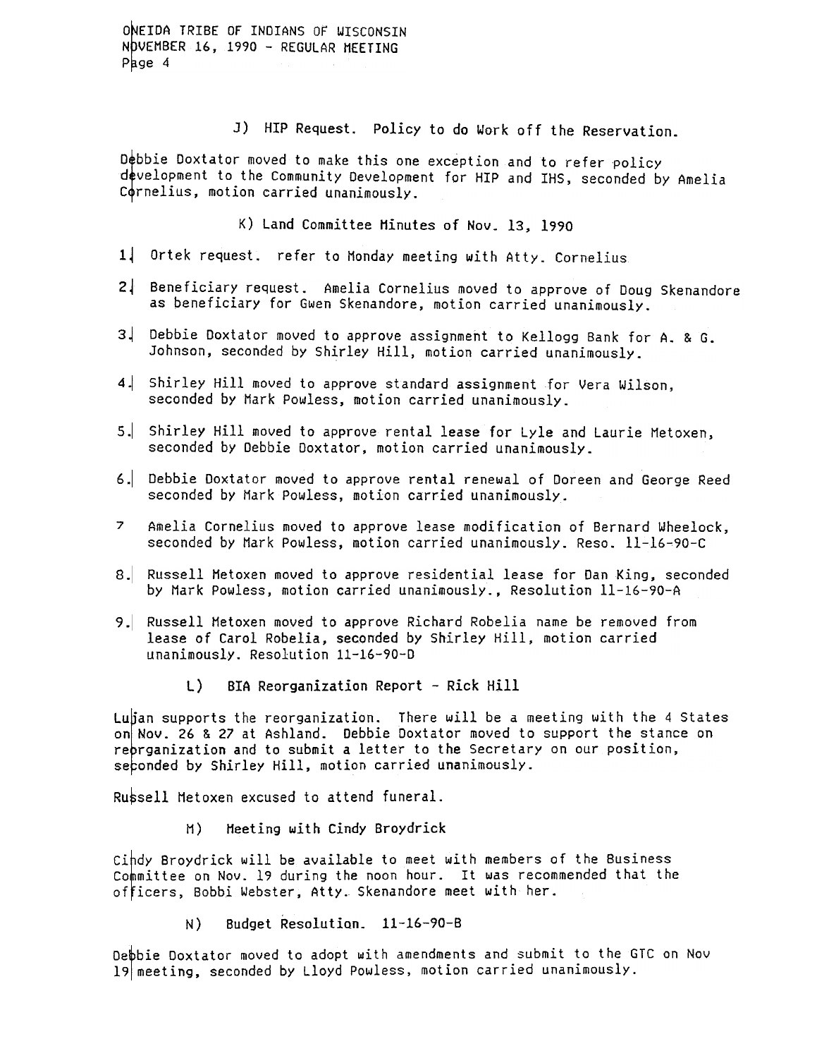J) HIP Request. Policy to do Work off the Reservation.

Debbie Doxtator moved to make this one exception and to refer policy development to the Community Development for HIP and IHS, seconded by Amelia Cornelius, motion carried unanimously.

K) Land Committee Minutes of Nov. 13, 1990

1. Ortek request. refer to Monday meeting with Atty. Cornelius
2. Beneficiary request. Amelia Cornelius moved to approve of Doug Skenandore as beneficiary for Gwen Skenandore, motion carried unanimously.
3. Debbie Doxtator moved to approve assignment to Kellogg Bank for A. & G. Johnson, seconded by Shirley Hill, motion carried unanimously.
4. Shirley Hill moved to approve standard assignment for Vera Wilson, seconded by Mark Powless, motion carried unanimously.
5. Shirley Hill moved to approve rental lease for Lyle and Laurie Metoxen, seconded by Debbie Doxtator, motion carried unanimously.
6. Debbie Doxtator moved to approve rental renewal of Doreen and George Reed seconded by Mark Powless, motion carried unanimously.
7. Amelia Cornelius moved to approve lease modification of Bernard Wheelock, seconded by Mark Powless, motion carried unanimously. Reso. 11-16-90-C
8. Russell Metoxen moved to approve residential lease for Dan King, seconded by Mark Powless, motion carried unanimously., Resolution 11-16-90-A
9. Russell Metoxen moved to approve Richard Robelia name be removed from lease of Carol Robelia, seconded by Shirley Hill, motion carried unanimously. Resolution 11-16-90-D

L) BIA Reorganization Report - Rick Hill

Lujan supports the reorganization. There will be a meeting with the 4 States on Nov. 26 & 27 at Ashland. Debbie Doxtator moved to support the stance on reorganization and to submit a letter to the Secretary on our position, seconded by Shirley Hill, motion carried unanimously.

Russell Metoxen excused to attend funeral.

M) Meeting with Cindy Broydrick

Cindy Broydrick will be available to meet with members of the Business Committee on Nov. 19 during the noon hour. It was recommended that the officers, Bobbi Webster, Atty. Skenandore meet with her.

N) Budget Resolution. 11-16-90-B

Debbie Doxtator moved to adopt with amendments and submit to the GTC on Nov 19 meeting, seconded by Lloyd Powless, motion carried unanimously.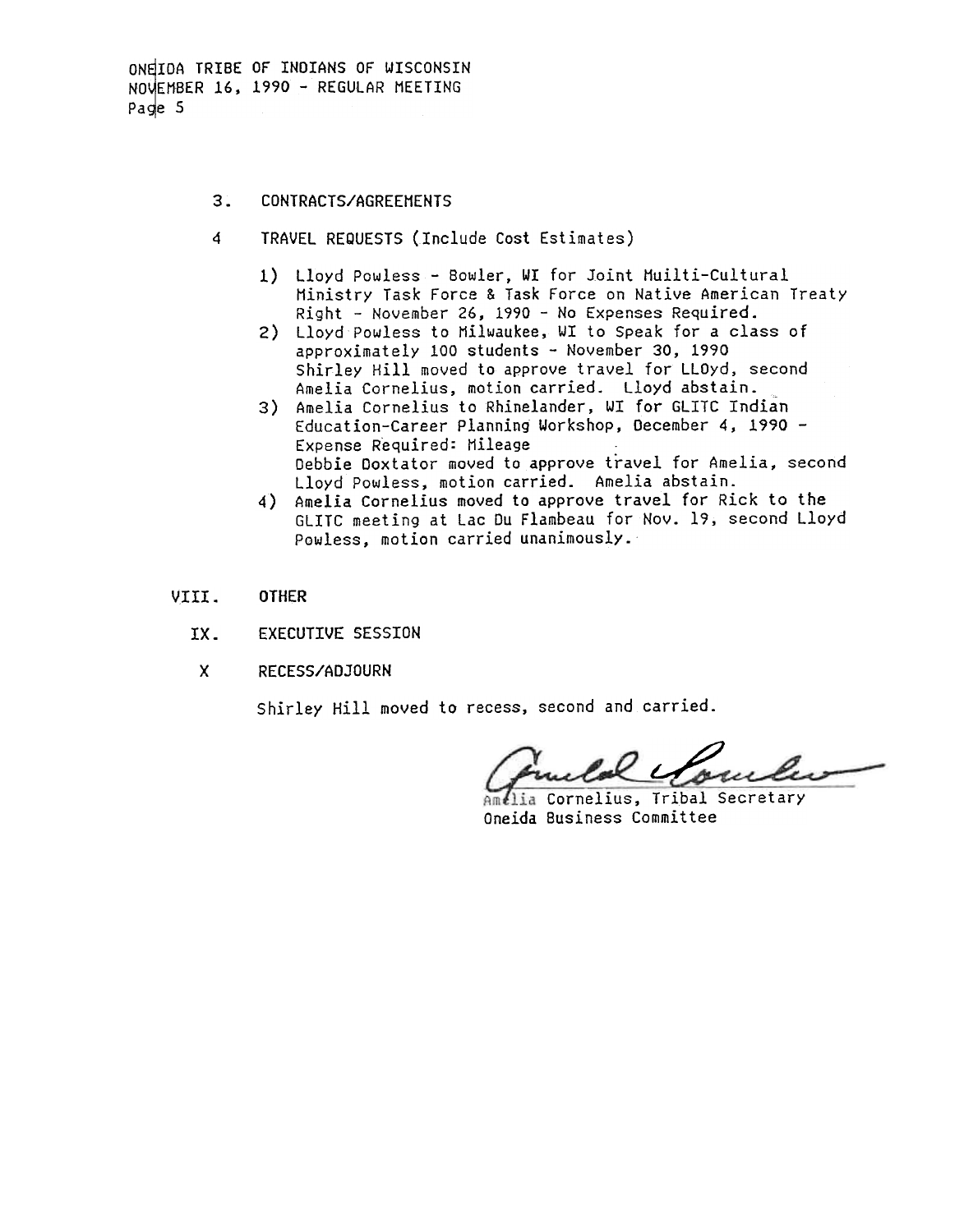3. CONTRACTS/AGREEMENTS

4 TRAVEL REQUESTS (Include Cost Estimates)

1) Lloyd Powless - Bowler, WI for Joint Muilti-Cultural Ministry Task Force & Task Force on Native American Treaty Right - November 26, 1990 - No Expenses Required.
2) Lloyd Powless to Milwaukee, WI to Speak for a class of approximately 100 students - November 30, 1990
   Shirley Hill moved to approve travel for LLOyd, second Amelia Cornelius, motion carried. Lloyd abstain.
3) Amelia Cornelius to Rhinelander, WI for GLITC Indian Education-Career Planning Workshop, December 4, 1990 - Expense Required: Mileage
   Debbie Doxtator moved to approve travel for Amelia, second Lloyd Powless, motion carried. Amelia abstain.
4) Amelia Cornelius moved to approve travel for Rick to the GLITC meeting at Lac Du Flambeau for Nov. 19, second Lloyd Powless, motion carried unanimously.

VIII. OTHER

IX. EXECUTIVE SESSION

X RECESS/ADJOURN

Shirley Hill moved to recess, second and carried.

Amelia Cornelius, Tribal Secretary
Oneida Business Committee